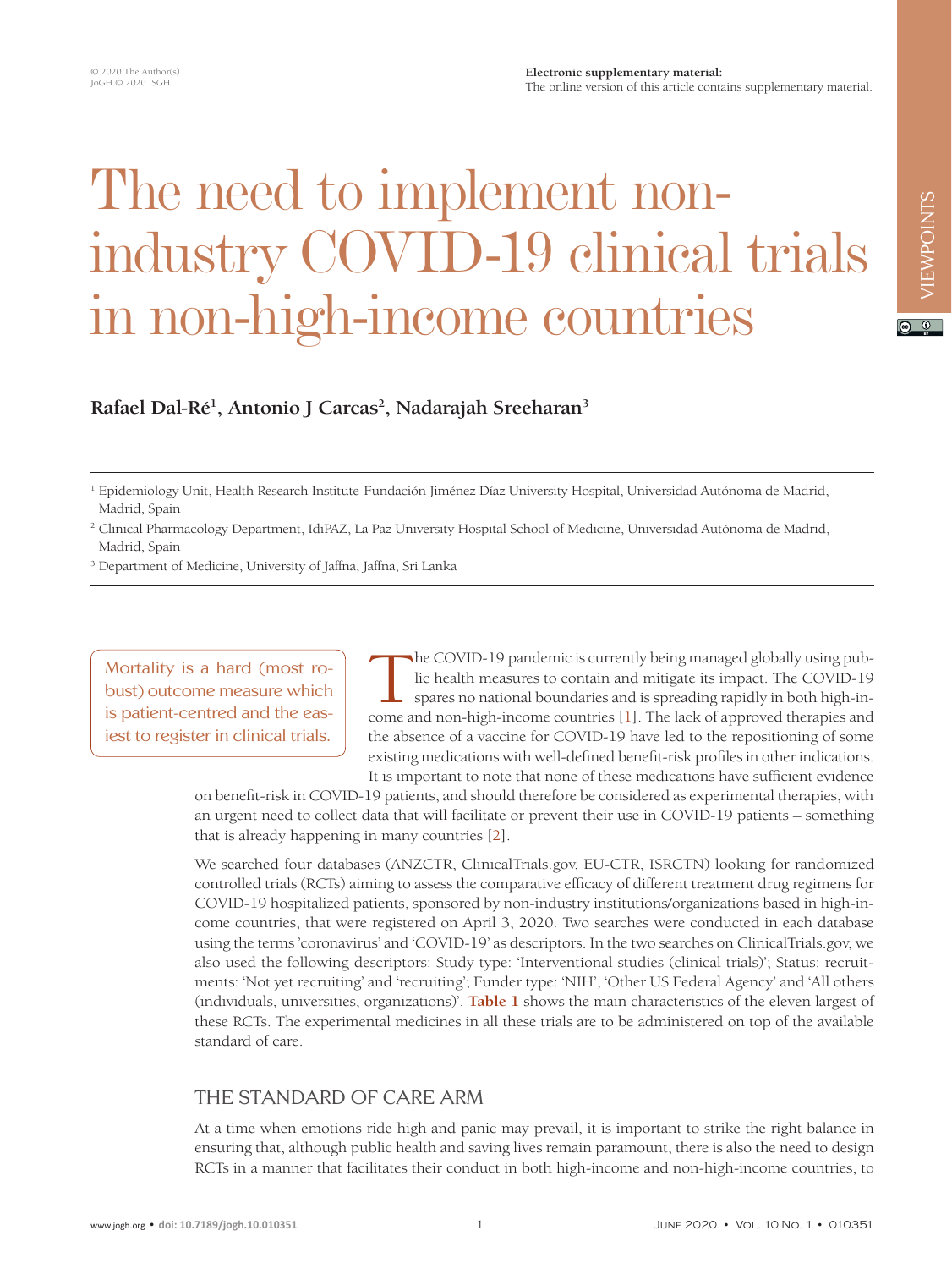© 2020 The Author(s)
JoGH © 2020 ISGH

**Electronic supplementary material:**
The online version of this article contains supplementary material.

VIEWPOINTS

# The need to implement non-industry COVID-19 clinical trials in non-high-income countries

**Rafael Dal-Ré[1], Antonio J Carcas[2], Nadarajah Sreeharan[3]**

[1] Epidemiology Unit, Health Research Institute-Fundación Jiménez Díaz University Hospital, Universidad Autónoma de Madrid, Madrid, Spain

[2] Clinical Pharmacology Department, IdiPAZ, La Paz University Hospital School of Medicine, Universidad Autónoma de Madrid, Madrid, Spain

[3] Department of Medicine, University of Jaffna, Jaffna, Sri Lanka

> Mortality is a hard (most robust) outcome measure which is patient-centred and the easiest to register in clinical trials.

The COVID-19 pandemic is currently being managed globally using public health measures to contain and mitigate its impact. The COVID-19 spares no national boundaries and is spreading rapidly in both high-income and non-high-income countries [1]. The lack of approved therapies and the absence of a vaccine for COVID-19 have led to the repositioning of some existing medications with well-defined benefit-risk profiles in other indications. It is important to note that none of these medications have sufficient evidence on benefit-risk in COVID-19 patients, and should therefore be considered as experimental therapies, with an urgent need to collect data that will facilitate or prevent their use in COVID-19 patients – something that is already happening in many countries [2].

We searched four databases (ANZCTR, ClinicalTrials.gov, EU-CTR, ISRCTN) looking for randomized controlled trials (RCTs) aiming to assess the comparative efficacy of different treatment drug regimens for COVID-19 hospitalized patients, sponsored by non-industry institutions/organizations based in high-income countries, that were registered on April 3, 2020. Two searches were conducted in each database using the terms 'coronavirus' and 'COVID-19' as descriptors. In the two searches on ClinicalTrials.gov, we also used the following descriptors: Study type: 'Interventional studies (clinical trials)'; Status: recruitments: 'Not yet recruiting' and 'recruiting'; Funder type: 'NIH', 'Other US Federal Agency' and 'All others (individuals, universities, organizations)'. **Table 1** shows the main characteristics of the eleven largest of these RCTs. The experimental medicines in all these trials are to be administered on top of the available standard of care.

## THE STANDARD OF CARE ARM

At a time when emotions ride high and panic may prevail, it is important to strike the right balance in ensuring that, although public health and saving lives remain paramount, there is also the need to design RCTs in a manner that facilitates their conduct in both high-income and non-high-income countries, to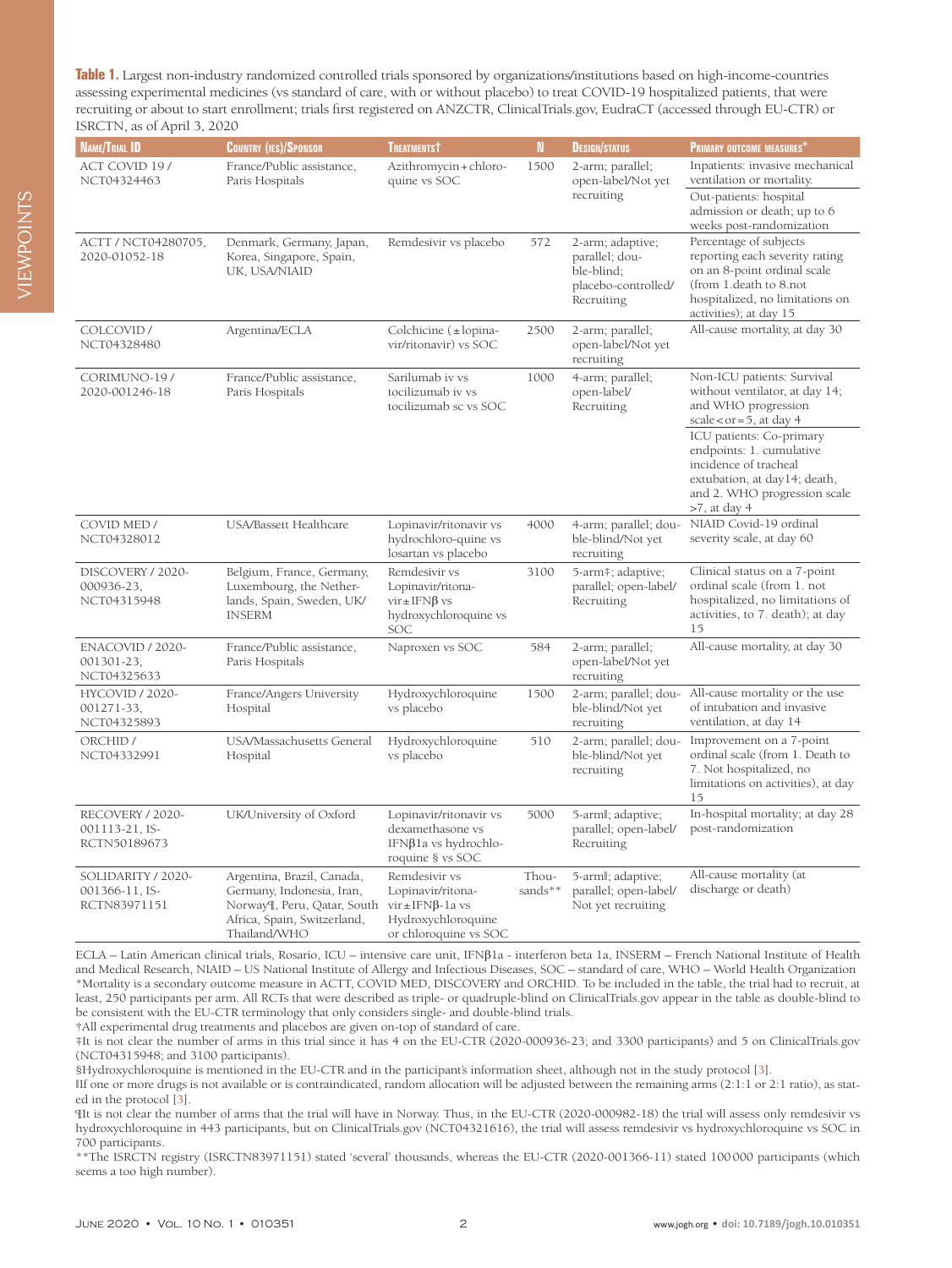**Table 1.** Largest non-industry randomized controlled trials sponsored by organizations/institutions based on high-income-countries assessing experimental medicines (vs standard of care, with or without placebo) to treat COVID-19 hospitalized patients, that were recruiting or about to start enrollment; trials first registered on ANZCTR, ClinicalTrials.gov, EudraCT (accessed through EU-CTR) or ISRCTN, as of April 3, 2020

| Name/Trial ID | Country (ies)/Sponsor | Treatments† | N | Design/status | Primary outcome measures* |
|---|---|---|---|---|---|
| ACT COVID 19 / NCT04324463 | France/Public assistance, Paris Hospitals | Azithromycin + chloroquine vs SOC | 1500 | 2-arm; parallel; open-label/Not yet recruiting | Inpatients: invasive mechanical ventilation or mortality. Out-patients: hospital admission or death; up to 6 weeks post-randomization |
| ACTT / NCT04280705, 2020-01052-18 | Denmark, Germany, Japan, Korea, Singapore, Spain, UK, USA/NIAID | Remdesivir vs placebo | 572 | 2-arm; adaptive; parallel; double-blind; placebo-controlled/ Recruiting | Percentage of subjects reporting each severity rating on an 8-point ordinal scale (from 1.death to 8.not hospitalized, no limitations on activities); at day 15 |
| COLCOVID / NCT04328480 | Argentina/ECLA | Colchicine (± lopinavir/ritonavir) vs SOC | 2500 | 2-arm; parallel; open-label/Not yet recruiting | All-cause mortality, at day 30 |
| CORIMUNO-19 / 2020-001246-18 | France/Public assistance, Paris Hospitals | Sarilumab iv vs tocilizumab iv vs tocilizumab sc vs SOC | 1000 | 4-arm; parallel; open-label/ Recruiting | Non-ICU patients: Survival without ventilator, at day 14; and WHO progression scale < or = 5, at day 4. ICU patients: Co-primary endpoints: 1. cumulative incidence of tracheal extubation, at day14; death, and 2. WHO progression scale >7, at day 4 |
| COVID MED / NCT04328012 | USA/Bassett Healthcare | Lopinavir/ritonavir vs hydrochloro-quine vs losartan vs placebo | 4000 | 4-arm; parallel; double-blind/Not yet recruiting | NIAID Covid-19 ordinal severity scale, at day 60 |
| DISCOVERY / 2020-000936-23, NCT04315948 | Belgium, France, Germany, Luxembourg, the Netherlands, Spain, Sweden, UK/ INSERM | Remdesivir vs Lopinavir/ritonavir ± IFNβ vs hydroxychloroquine vs SOC | 3100 | 5-arm‡; adaptive; parallel; open-label/ Recruiting | Clinical status on a 7-point ordinal scale (from 1. not hospitalized, no limitations of activities, to 7. death); at day 15 |
| ENACOVID / 2020-001301-23, NCT04325633 | France/Public assistance, Paris Hospitals | Naproxen vs SOC | 584 | 2-arm; parallel; open-label/Not yet recruiting | All-cause mortality, at day 30 |
| HYCOVID / 2020-001271-33, NCT04325893 | France/Angers University Hospital | Hydroxychloroquine vs placebo | 1500 | 2-arm; parallel; double-blind/Not yet recruiting | All-cause mortality or the use of intubation and invasive ventilation, at day 14 |
| ORCHID / NCT04332991 | USA/Massachusetts General Hospital | Hydroxychloroquine vs placebo | 510 | 2-arm; parallel; double-blind/Not yet recruiting | Improvement on a 7-point ordinal scale (from 1. Death to 7. Not hospitalized, no limitations on activities), at day 15 |
| RECOVERY / 2020-001113-21, ISRCTN50189673 | UK/University of Oxford | Lopinavir/ritonavir vs dexamethasone vs IFNβ1a vs hydrochloroquine § vs SOC | 5000 | 5-arm‖; adaptive; parallel; open-label/ Recruiting | In-hospital mortality; at day 28 post-randomization |
| SOLIDARITY / 2020-001366-11, ISRCTN83971151 | Argentina, Brazil, Canada, Germany, Indonesia, Iran, Norway¶, Peru, Qatar, South Africa, Spain, Switzerland, Thailand/WHO | Remdesivir vs Lopinavir/ritonavir ± IFNβ-1a vs Hydroxychloroquine or chloroquine vs SOC | Thousands** | 5-arm‖; adaptive; parallel; open-label/ Not yet recruiting | All-cause mortality (at discharge or death) |

ECLA – Latin American clinical trials, Rosario, ICU – intensive care unit, IFNβ1a - interferon beta 1a, INSERM – French National Institute of Health and Medical Research, NIAID – US National Institute of Allergy and Infectious Diseases, SOC – standard of care, WHO – World Health Organization

*Mortality is a secondary outcome measure in ACTT, COVID MED, DISCOVERY and ORCHID. To be included in the table, the trial had to recruit, at least, 250 participants per arm. All RCTs that were described as triple- or quadruple-blind on ClinicalTrials.gov appear in the table as double-blind to be consistent with the EU-CTR terminology that only considers single- and double-blind trials.

†All experimental drug treatments and placebos are given on-top of standard of care.

‡It is not clear the number of arms in this trial since it has 4 on the EU-CTR (2020-000936-23; and 3300 participants) and 5 on ClinicalTrials.gov (NCT04315948; and 3100 participants).

§Hydroxychloroquine is mentioned in the EU-CTR and in the participant's information sheet, although not in the study protocol [3].

‖If one or more drugs is not available or is contraindicated, random allocation will be adjusted between the remaining arms (2:1:1 or 2:1 ratio), as stated in the protocol [3].

¶It is not clear the number of arms that the trial will have in Norway. Thus, in the EU-CTR (2020-000982-18) the trial will assess only remdesivir vs hydroxychloroquine in 443 participants, but on ClinicalTrials.gov (NCT04321616), the trial will assess remdesivir vs hydroxychloroquine vs SOC in 700 participants.

**The ISRCTN registry (ISRCTN83971151) stated 'several' thousands, whereas the EU-CTR (2020-001366-11) stated 100 000 participants (which seems a too high number).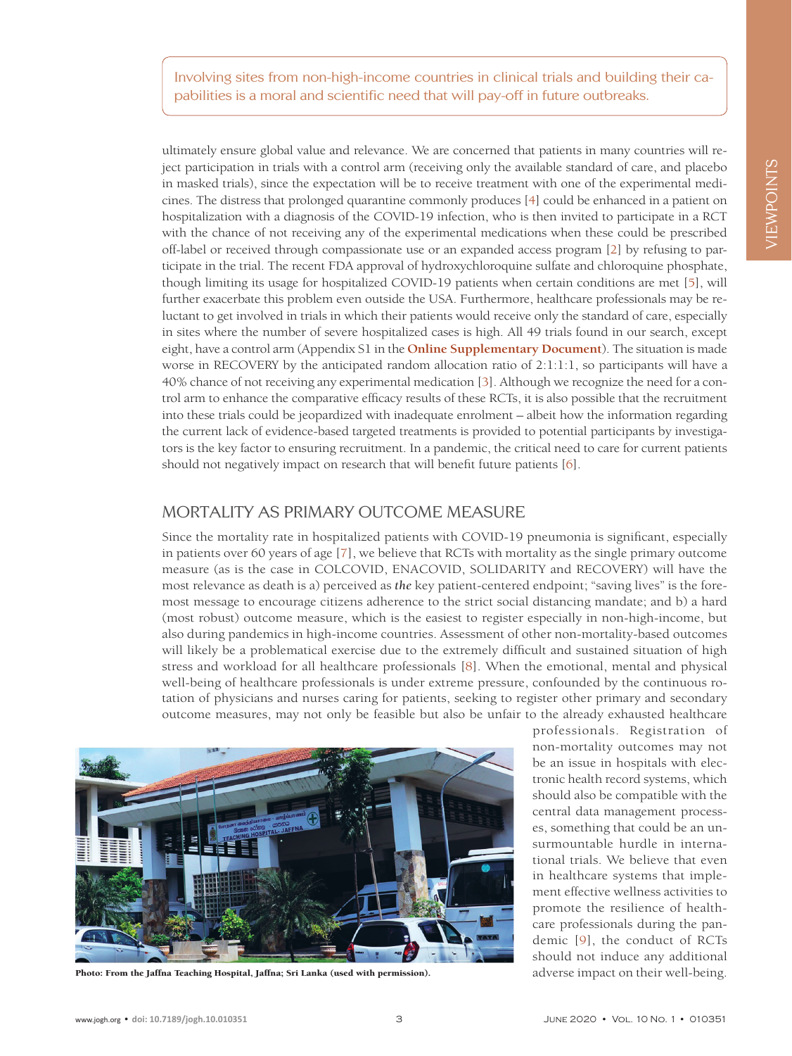Involving sites from non-high-income countries in clinical trials and building their capabilities is a moral and scientific need that will pay-off in future outbreaks.

ultimately ensure global value and relevance. We are concerned that patients in many countries will reject participation in trials with a control arm (receiving only the available standard of care, and placebo in masked trials), since the expectation will be to receive treatment with one of the experimental medicines. The distress that prolonged quarantine commonly produces [4] could be enhanced in a patient on hospitalization with a diagnosis of the COVID-19 infection, who is then invited to participate in a RCT with the chance of not receiving any of the experimental medications when these could be prescribed off-label or received through compassionate use or an expanded access program [2] by refusing to participate in the trial. The recent FDA approval of hydroxychloroquine sulfate and chloroquine phosphate, though limiting its usage for hospitalized COVID-19 patients when certain conditions are met [5], will further exacerbate this problem even outside the USA. Furthermore, healthcare professionals may be reluctant to get involved in trials in which their patients would receive only the standard of care, especially in sites where the number of severe hospitalized cases is high. All 49 trials found in our search, except eight, have a control arm (Appendix S1 in the **Online Supplementary Document**). The situation is made worse in RECOVERY by the anticipated random allocation ratio of 2:1:1:1, so participants will have a 40% chance of not receiving any experimental medication [3]. Although we recognize the need for a control arm to enhance the comparative efficacy results of these RCTs, it is also possible that the recruitment into these trials could be jeopardized with inadequate enrolment – albeit how the information regarding the current lack of evidence-based targeted treatments is provided to potential participants by investigators is the key factor to ensuring recruitment. In a pandemic, the critical need to care for current patients should not negatively impact on research that will benefit future patients [6].

## MORTALITY AS PRIMARY OUTCOME MEASURE

Since the mortality rate in hospitalized patients with COVID-19 pneumonia is significant, especially in patients over 60 years of age [7], we believe that RCTs with mortality as the single primary outcome measure (as is the case in COLCOVID, ENACOVID, SOLIDARITY and RECOVERY) will have the most relevance as death is a) perceived as *the* key patient-centered endpoint; "saving lives" is the foremost message to encourage citizens adherence to the strict social distancing mandate; and b) a hard (most robust) outcome measure, which is the easiest to register especially in non-high-income, but also during pandemics in high-income countries. Assessment of other non-mortality-based outcomes will likely be a problematical exercise due to the extremely difficult and sustained situation of high stress and workload for all healthcare professionals [8]. When the emotional, mental and physical well-being of healthcare professionals is under extreme pressure, confounded by the continuous rotation of physicians and nurses caring for patients, seeking to register other primary and secondary outcome measures, may not only be feasible but also be unfair to the already exhausted healthcare professionals. Registration of non-mortality outcomes may not be an issue in hospitals with electronic health record systems, which should also be compatible with the central data management processes, something that could be an unsurmountable hurdle in international trials. We believe that even in healthcare systems that implement effective wellness activities to promote the resilience of healthcare professionals during the pandemic [9], the conduct of RCTs should not induce any additional adverse impact on their well-being.

**Photo: From the Jaffna Teaching Hospital, Jaffna; Sri Lanka (used with permission).**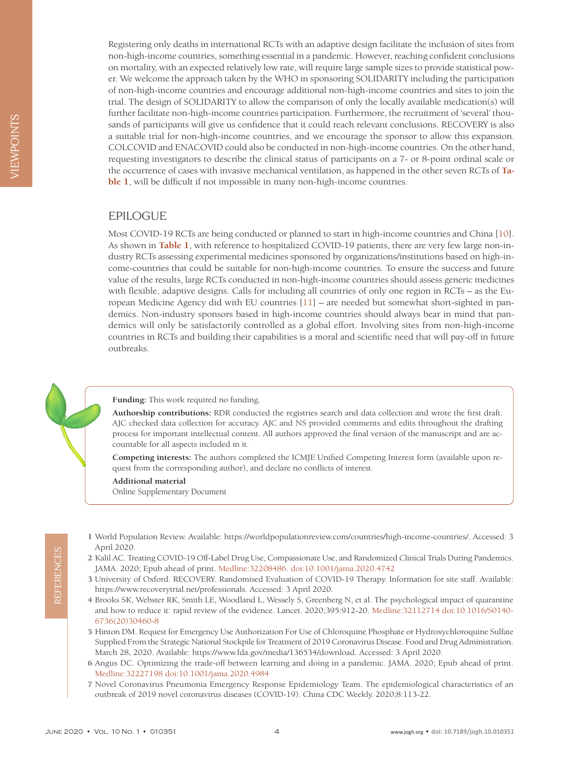Registering only deaths in international RCTs with an adaptive design facilitate the inclusion of sites from non-high-income countries, something essential in a pandemic. However, reaching confident conclusions on mortality, with an expected relatively low rate, will require large sample sizes to provide statistical power. We welcome the approach taken by the WHO in sponsoring SOLIDARITY including the participation of non-high-income countries and encourage additional non-high-income countries and sites to join the trial. The design of SOLIDARITY to allow the comparison of only the locally available medication(s) will further facilitate non-high-income countries participation. Furthermore, the recruitment of 'several' thousands of participants will give us confidence that it could reach relevant conclusions. RECOVERY is also a suitable trial for non-high-income countries, and we encourage the sponsor to allow this expansion. COLCOVID and ENACOVID could also be conducted in non-high-income countries. On the other hand, requesting investigators to describe the clinical status of participants on a 7- or 8-point ordinal scale or the occurrence of cases with invasive mechanical ventilation, as happened in the other seven RCTs of **Table 1**, will be difficult if not impossible in many non-high-income countries.

## EPILOGUE

Most COVID-19 RCTs are being conducted or planned to start in high-income countries and China [10]. As shown in **Table 1**, with reference to hospitalized COVID-19 patients, there are very few large non-industry RCTs assessing experimental medicines sponsored by organizations/institutions based on high-income-countries that could be suitable for non-high-income countries. To ensure the success and future value of the results, large RCTs conducted in non-high-income countries should assess generic medicines with flexible, adaptive designs. Calls for including all countries of only one region in RCTs – as the European Medicine Agency did with EU countries [11] – are needed but somewhat short-sighted in pandemics. Non-industry sponsors based in high-income countries should always bear in mind that pandemics will only be satisfactorily controlled as a global effort. Involving sites from non-high-income countries in RCTs and building their capabilities is a moral and scientific need that will pay-off in future outbreaks.

**Funding:** This work required no funding.

**Authorship contributions:** RDR conducted the registries search and data collection and wrote the first draft. AJC checked data collection for accuracy. AJC and NS provided comments and edits throughout the drafting process for important intellectual content. All authors approved the final version of the manuscript and are accountable for all aspects included in it.

**Competing interests:** The authors completed the ICMJE Unified Competing Interest form (available upon request from the corresponding author), and declare no conflicts of interest.

**Additional material**

Online Supplementary Document

## REFERENCES

1. World Population Review. Available: https://worldpopulationreview.com/countries/high-income-countries/. Accessed: 3 April 2020.
2. Kalil AC. Treating COVID-19 Off-Label Drug Use, Compassionate Use, and Randomized Clinical Trials During Pandemics. JAMA. 2020; Epub ahead of print. Medline:32208486. doi:10.1001/jama.2020.4742
3. University of Oxford. RECOVERY. Randomised Evaluation of COVID-19 Therapy. Information for site staff. Available: https://www.recoverytrial.net/professionals. Accessed: 3 April 2020.
4. Brooks SK, Webster RK, Smith LE, Woodland L, Wessely S, Greenberg N, et al. The psychological impact of quarantine and how to reduce it: rapid review of the evidence. Lancet. 2020;395:912-20. Medline:32112714 doi:10.1016/S0140-6736(20)30460-8
5. Hinton DM. Request for Emergency Use Authorization For Use of Chloroquine Phosphate or Hydroxychloroquine Sulfate Supplied From the Strategic National Stockpile for Treatment of 2019 Coronavirus Disease. Food and Drug Administration. March 28, 2020. Available: https://www.fda.gov/media/136534/download. Accessed: 3 April 2020.
6. Angus DC. Optimizing the trade-off between learning and doing in a pandemic. JAMA. 2020; Epub ahead of print. Medline:32227198 doi:10.1001/jama.2020.4984
7. Novel Coronavirus Pneumonia Emergency Response Epidemiology Team. The epidemiological characteristics of an outbreak of 2019 novel coronavirus diseases (COVID-19). China CDC Weekly. 2020;8:113-22.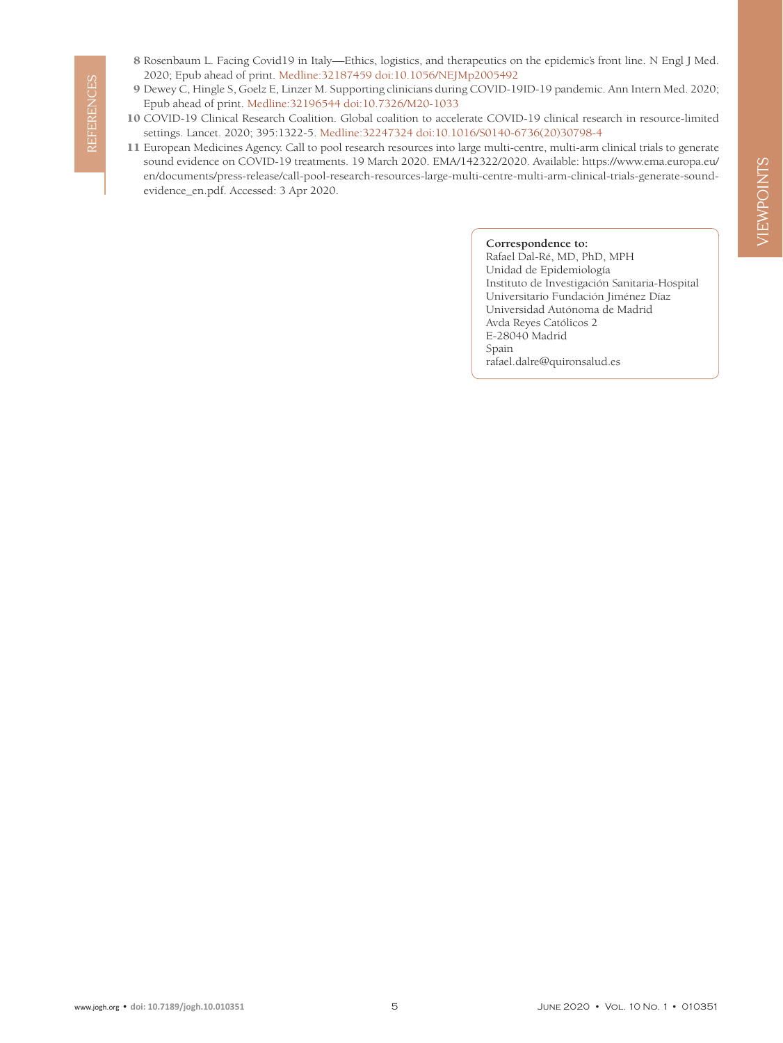8 Rosenbaum L. Facing Covid19 in Italy—Ethics, logistics, and therapeutics on the epidemic's front line. N Engl J Med. 2020; Epub ahead of print. Medline:32187459 doi:10.1056/NEJMp2005492

9 Dewey C, Hingle S, Goelz E, Linzer M. Supporting clinicians during COVID-19ID-19 pandemic. Ann Intern Med. 2020; Epub ahead of print. Medline:32196544 doi:10.7326/M20-1033

10 COVID-19 Clinical Research Coalition. Global coalition to accelerate COVID-19 clinical research in resource-limited settings. Lancet. 2020; 395:1322-5. Medline:32247324 doi:10.1016/S0140-6736(20)30798-4

11 European Medicines Agency. Call to pool research resources into large multi-centre, multi-arm clinical trials to generate sound evidence on COVID-19 treatments. 19 March 2020. EMA/142322/2020. Available: https://www.ema.europa.eu/en/documents/press-release/call-pool-research-resources-large-multi-centre-multi-arm-clinical-trials-generate-sound-evidence_en.pdf. Accessed: 3 Apr 2020.

**Correspondence to:**
Rafael Dal-Ré, MD, PhD, MPH
Unidad de Epidemiología
Instituto de Investigación Sanitaria-Hospital Universitario Fundación Jiménez Díaz
Universidad Autónoma de Madrid
Avda Reyes Católicos 2
E-28040 Madrid
Spain
rafael.dalre@quironsalud.es